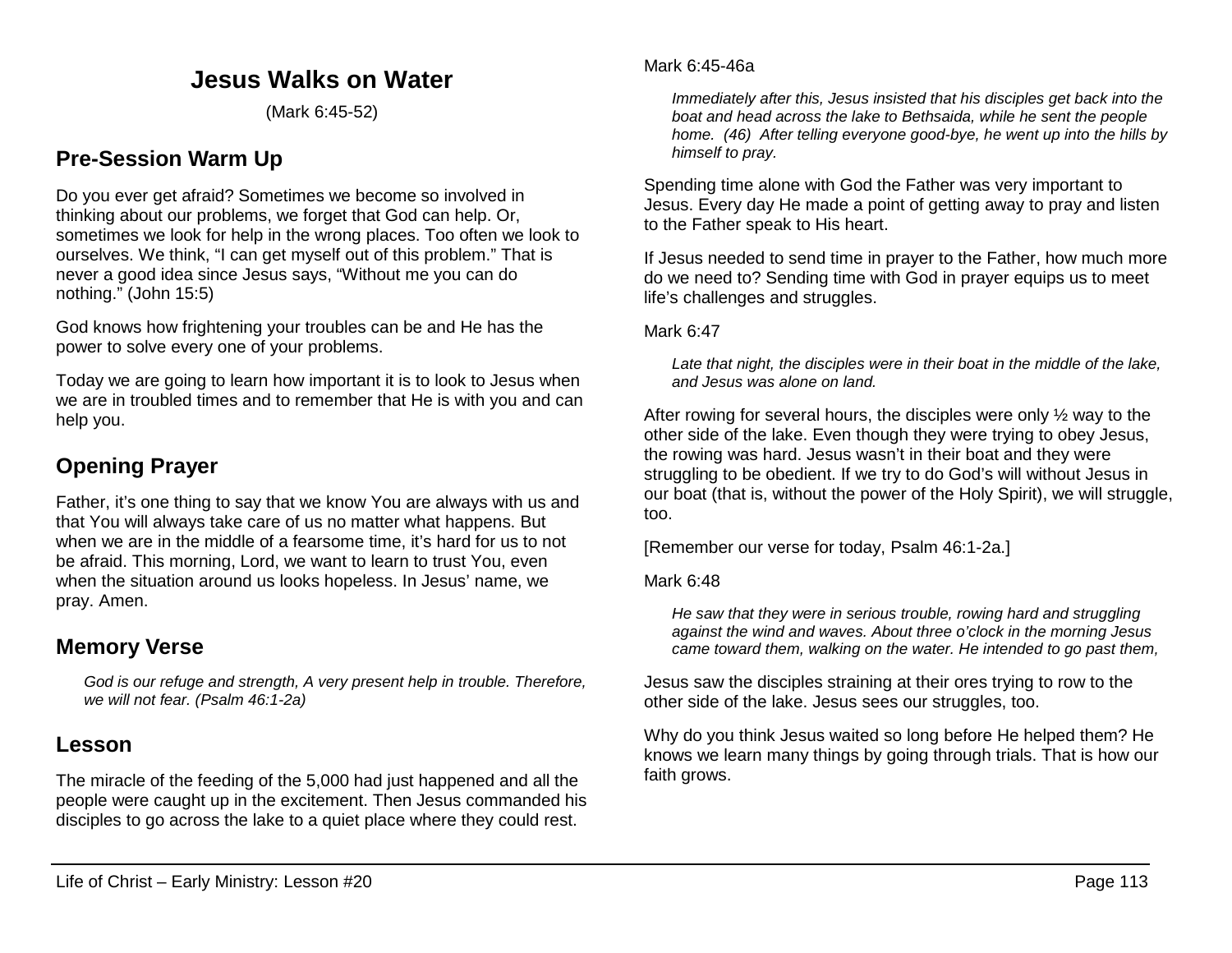# Jesus Walks on Water

(Mark 6:45-52)

## Pre-Session Warm Up

Do you ever get afraid? Sometimes we become so involved in thinking about our problems, we forget that God can help. Or, sometimes we look for help in the wrong places. Too often we look to ourselves. We think, "I can get myself out of this problem." That is never a good idea since Jesus says, "Without me you can do nothing." (John 15:5)

God knows how frightening your troubles can be and He has the power to solve every one of your problems.

Today we are going to learn how important it is to look to Jesus when we are in troubled times and to remember that He is with you and can help you.

## Opening Prayer

Father, it's one thing to say that we know You are always with us and that You will always take care of us no matter what happens. But when we are in the middle of a fearsome time, it's hard for us to not be afraid. This morning, Lord, we want to learn to trust You, even when the situation around us looks hopeless. In Jesus' name, we pray. Amen.

## Memory Verse

> *God is our refuge and strength, A very present help in trouble. Therefore, we will not fear. (Psalm 46:1-2a)*

## Lesson

The miracle of the feeding of the 5,000 had just happened and all the people were caught up in the excitement. Then Jesus commanded his disciples to go across the lake to a quiet place where they could rest.

Mark 6:45-46a

> *Immediately after this, Jesus insisted that his disciples get back into the boat and head across the lake to Bethsaida, while he sent the people home. (46) After telling everyone good-bye, he went up into the hills by himself to pray.*

Spending time alone with God the Father was very important to Jesus. Every day He made a point of getting away to pray and listen to the Father speak to His heart.

If Jesus needed to send time in prayer to the Father, how much more do we need to? Sending time with God in prayer equips us to meet life's challenges and struggles.

Mark 6:47

> *Late that night, the disciples were in their boat in the middle of the lake, and Jesus was alone on land.*

After rowing for several hours, the disciples were only ½ way to the other side of the lake. Even though they were trying to obey Jesus, the rowing was hard. Jesus wasn't in their boat and they were struggling to be obedient. If we try to do God's will without Jesus in our boat (that is, without the power of the Holy Spirit), we will struggle, too.

[Remember our verse for today, Psalm 46:1-2a.]

Mark 6:48

> *He saw that they were in serious trouble, rowing hard and struggling against the wind and waves. About three o'clock in the morning Jesus came toward them, walking on the water. He intended to go past them,*

Jesus saw the disciples straining at their ores trying to row to the other side of the lake. Jesus sees our struggles, too.

Why do you think Jesus waited so long before He helped them? He knows we learn many things by going through trials. That is how our faith grows.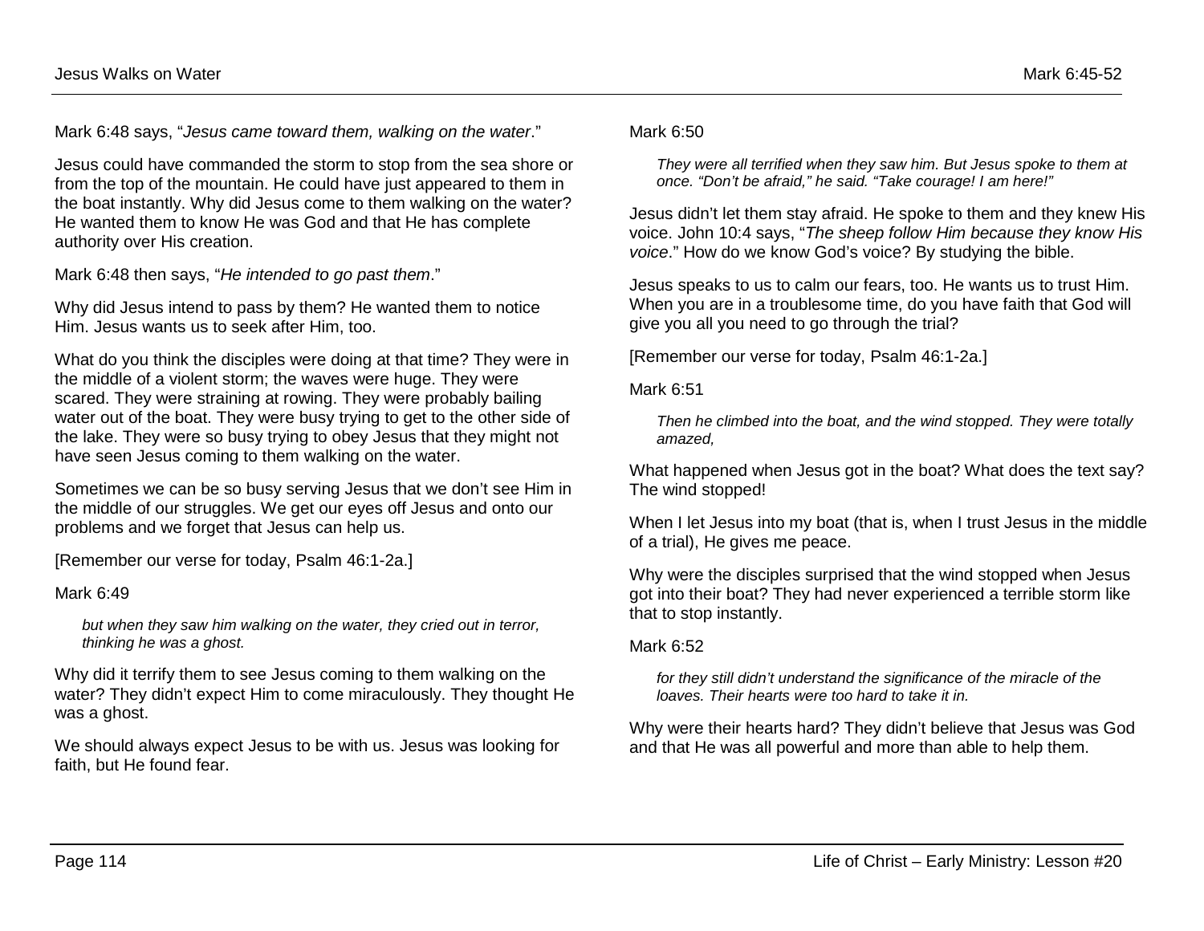Mark 6:48 says, "*Jesus came toward them, walking on the water*."

Jesus could have commanded the storm to stop from the sea shore or from the top of the mountain. He could have just appeared to them in the boat instantly. Why did Jesus come to them walking on the water? He wanted them to know He was God and that He has complete authority over His creation.

Mark 6:48 then says, "*He intended to go past them*."

Why did Jesus intend to pass by them? He wanted them to notice Him. Jesus wants us to seek after Him, too.

What do you think the disciples were doing at that time? They were in the middle of a violent storm; the waves were huge. They were scared. They were straining at rowing. They were probably bailing water out of the boat. They were busy trying to get to the other side of the lake. They were so busy trying to obey Jesus that they might not have seen Jesus coming to them walking on the water.

Sometimes we can be so busy serving Jesus that we don't see Him in the middle of our struggles. We get our eyes off Jesus and onto our problems and we forget that Jesus can help us.

[Remember our verse for today, Psalm 46:1-2a.]

Mark 6:49

> *but when they saw him walking on the water, they cried out in terror, thinking he was a ghost.*

Why did it terrify them to see Jesus coming to them walking on the water? They didn't expect Him to come miraculously. They thought He was a ghost.

We should always expect Jesus to be with us. Jesus was looking for faith, but He found fear.

Mark 6:50

> *They were all terrified when they saw him. But Jesus spoke to them at once. "Don't be afraid," he said. "Take courage! I am here!"*

Jesus didn't let them stay afraid. He spoke to them and they knew His voice. John 10:4 says, "*The sheep follow Him because they know His voice*." How do we know God's voice? By studying the bible.

Jesus speaks to us to calm our fears, too. He wants us to trust Him. When you are in a troublesome time, do you have faith that God will give you all you need to go through the trial?

[Remember our verse for today, Psalm 46:1-2a.]

Mark 6:51

> *Then he climbed into the boat, and the wind stopped. They were totally amazed,*

What happened when Jesus got in the boat? What does the text say? The wind stopped!

When I let Jesus into my boat (that is, when I trust Jesus in the middle of a trial), He gives me peace.

Why were the disciples surprised that the wind stopped when Jesus got into their boat? They had never experienced a terrible storm like that to stop instantly.

Mark 6:52

> *for they still didn't understand the significance of the miracle of the loaves. Their hearts were too hard to take it in.*

Why were their hearts hard? They didn't believe that Jesus was God and that He was all powerful and more than able to help them.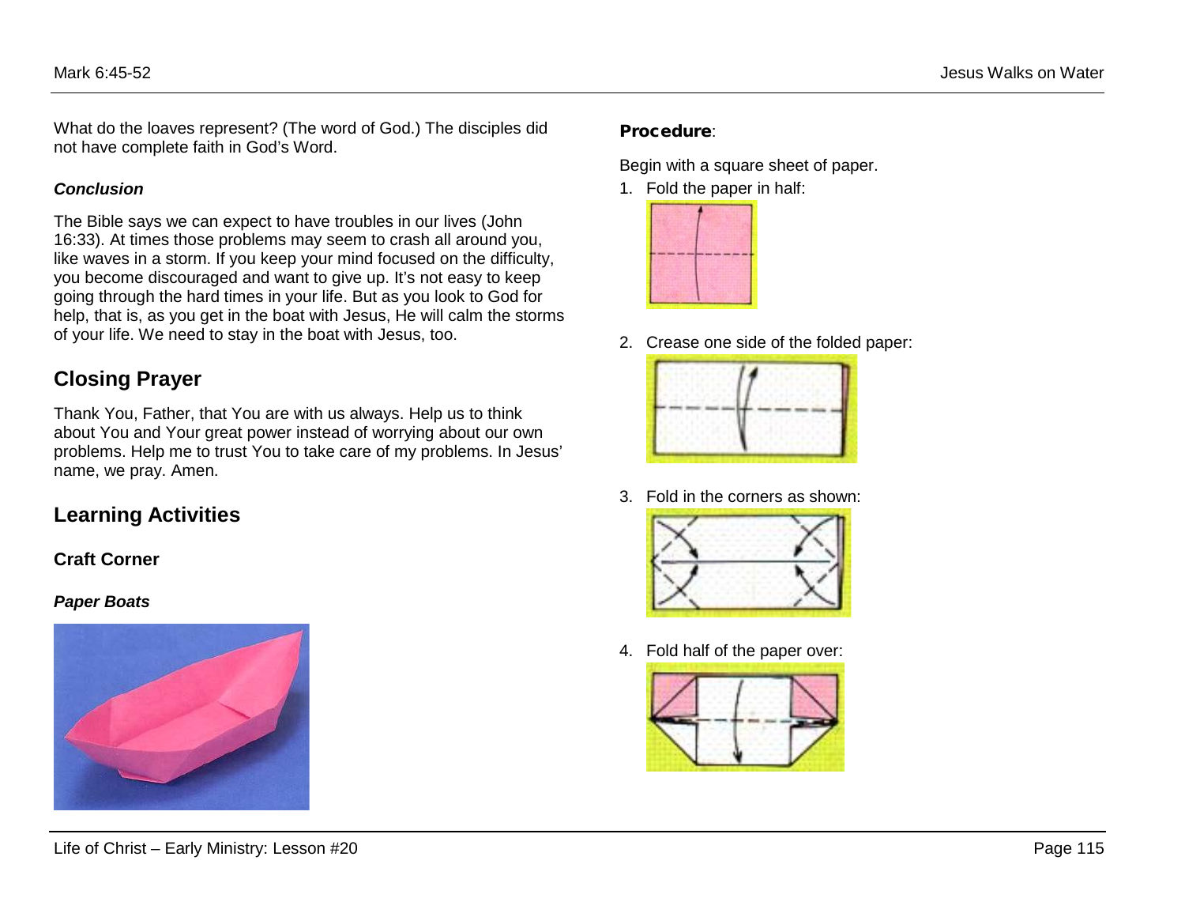What do the loaves represent? (The word of God.) The disciples did not have complete faith in God's Word.

***Conclusion***

The Bible says we can expect to have troubles in our lives (John 16:33). At times those problems may seem to crash all around you, like waves in a storm. If you keep your mind focused on the difficulty, you become discouraged and want to give up. It's not easy to keep going through the hard times in your life. But as you look to God for help, that is, as you get in the boat with Jesus, He will calm the storms of your life. We need to stay in the boat with Jesus, too.

## Closing Prayer

Thank You, Father, that You are with us always. Help us to think about You and Your great power instead of worrying about our own problems. Help me to trust You to take care of my problems. In Jesus' name, we pray. Amen.

## Learning Activities

### Craft Corner

***Paper Boats***

**Procedure**:

Begin with a square sheet of paper.

1. Fold the paper in half:
2. Crease one side of the folded paper:
3. Fold in the corners as shown:
4. Fold half of the paper over: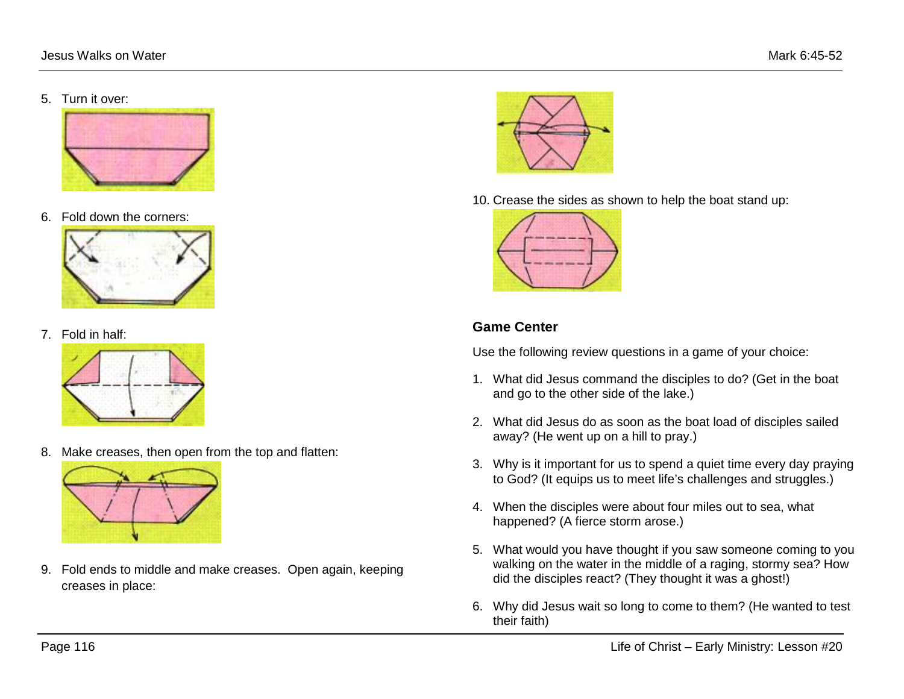5. Turn it over:

6. Fold down the corners:

7. Fold in half:

8. Make creases, then open from the top and flatten:

9. Fold ends to middle and make creases. Open again, keeping creases in place:

10. Crease the sides as shown to help the boat stand up:

## Game Center

Use the following review questions in a game of your choice:

1. What did Jesus command the disciples to do? (Get in the boat and go to the other side of the lake.)

2. What did Jesus do as soon as the boat load of disciples sailed away? (He went up on a hill to pray.)

3. Why is it important for us to spend a quiet time every day praying to God? (It equips us to meet life's challenges and struggles.)

4. When the disciples were about four miles out to sea, what happened? (A fierce storm arose.)

5. What would you have thought if you saw someone coming to you walking on the water in the middle of a raging, stormy sea? How did the disciples react? (They thought it was a ghost!)

6. Why did Jesus wait so long to come to them? (He wanted to test their faith)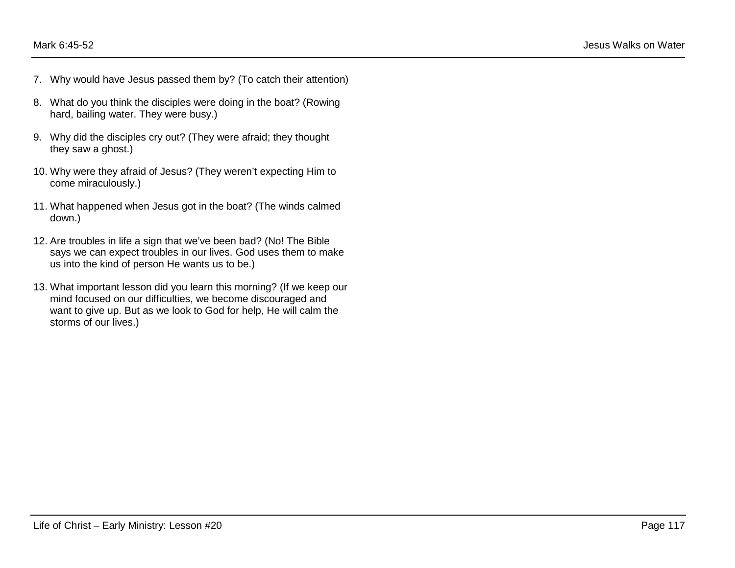7. Why would have Jesus passed them by? (To catch their attention)

8. What do you think the disciples were doing in the boat? (Rowing hard, bailing water. They were busy.)

9. Why did the disciples cry out? (They were afraid; they thought they saw a ghost.)

10. Why were they afraid of Jesus? (They weren't expecting Him to come miraculously.)

11. What happened when Jesus got in the boat? (The winds calmed down.)

12. Are troubles in life a sign that we've been bad? (No! The Bible says we can expect troubles in our lives. God uses them to make us into the kind of person He wants us to be.)

13. What important lesson did you learn this morning? (If we keep our mind focused on our difficulties, we become discouraged and want to give up. But as we look to God for help, He will calm the storms of our lives.)